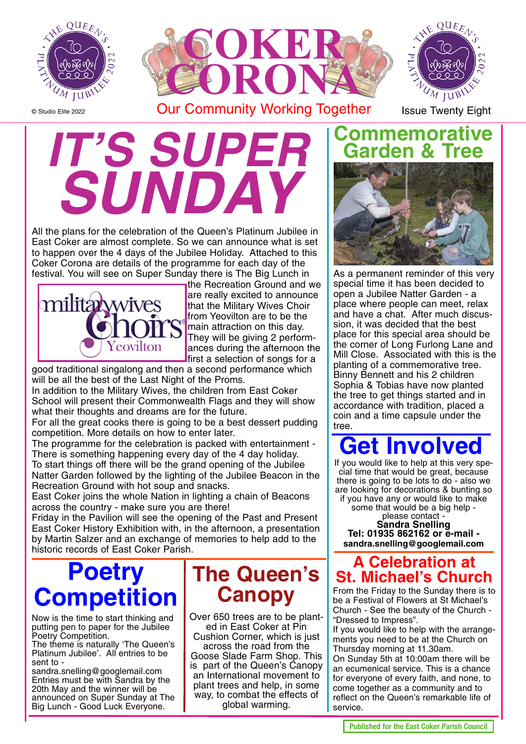# COKER CORONA

Our Community Working Together

© Studio Elite 2022

Issue Twenty Eight

# IT'S SUPER SUNDAY

All the plans for the celebration of the Queen's Platinum Jubilee in East Coker are almost complete. So we can announce what is set to happen over the 4 days of the Jubilee Holiday. Attached to this Coker Corona are details of the programme for each day of the festival. You will see on Super Sunday there is The Big Lunch in the Recreation Ground and we are really excited to announce that the Military Wives Choir from Yeovilton are to be the main attraction on this day. They will be giving 2 performances during the afternoon the first a selection of songs for a good traditional singalong and then a second performance which will be all the best of the Last Night of the Proms.

In addition to the Military Wives, the children from East Coker School will present their Commonwealth Flags and they will show what their thoughts and dreams are for the future.

For all the great cooks there is going to be a best dessert pudding competition. More details on how to enter later.

The programme for the celebration is packed with entertainment - There is something happening every day of the 4 day holiday.

To start things off there will be the grand opening of the Jubilee Natter Garden followed by the lighting of the Jubilee Beacon in the Recreation Ground with hot soup and snacks.

East Coker joins the whole Nation in lighting a chain of Beacons across the country - make sure you are there!

Friday in the Pavilion will see the opening of the Past and Present East Coker History Exhibition with, in the afternoon, a presentation by Martin Salzer and an exchange of memories to help add to the historic records of East Coker Parish.

## Poetry Competition

Now is the time to start thinking and putting pen to paper for the Jubilee Poetry Competition.

The theme is naturally 'The Queen's Platinum Jubilee'. All entries to be sent to - sandra.snelling@googlemail.com

Entries must be with Sandra by the 20th May and the winner will be announced on Super Sunday at The Big Lunch - Good Luck Everyone.

## The Queen's Canopy

Over 650 trees are to be planted in East Coker at Pin Cushion Corner, which is just across the road from the Goose Slade Farm Shop. This is part of the Queen's Canopy an International movement to plant trees and help, in some way, to combat the effects of global warming.

## Commemorative Garden & Tree

As a permanent reminder of this very special time it has been decided to open a Jubilee Natter Garden - a place where people can meet, relax and have a chat. After much discussion, it was decided that the best place for this special area should be the corner of Long Furlong Lane and Mill Close. Associated with this is the planting of a commemorative tree. Binny Bennett and his 2 children Sophia & Tobias have now planted the tree to get things started and in accordance with tradition, placed a coin and a time capsule under the tree.

## Get Involved

If you would like to help at this very special time that would be great, because there is going to be lots to do - also we are looking for decorations & bunting so if you have any or would like to make some that would be a big help - please contact -

**Sandra Snelling**
**Tel: 01935 862162 or e-mail - sandra.snelling@googlemail.com**

## A Celebration at St. Michael's Church

From the Friday to the Sunday there is to be a Festival of Flowers at St Michael's Church - See the beauty of the Church - "Dressed to Impress".

If you would like to help with the arrangements you need to be at the Church on Thursday morning at 11.30am.

On Sunday 5th at 10:00am there will be an ecumenical service. This is a chance for everyone of every faith, and none, to come together as a community and to reflect on the Queen's remarkable life of service.

**Published for the East Coker Parish Council**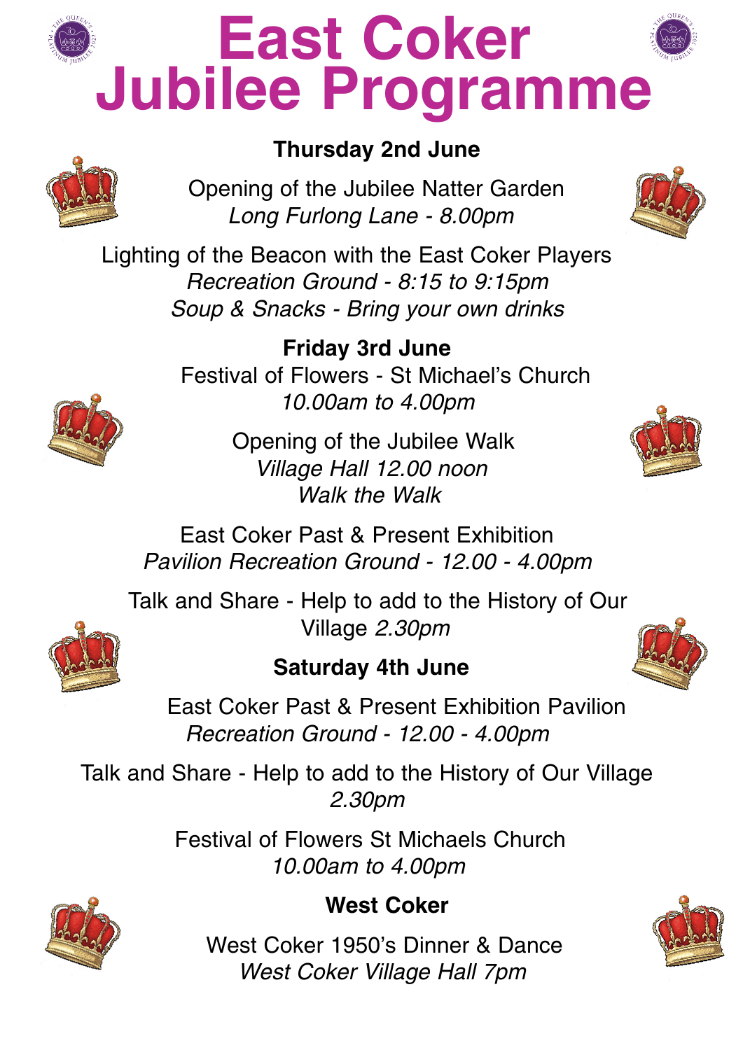# East Coker Jubilee Programme

## Thursday 2nd June

Opening of the Jubilee Natter Garden
*Long Furlong Lane - 8.00pm*

Lighting of the Beacon with the East Coker Players
*Recreation Ground - 8:15 to 9:15pm*
*Soup & Snacks - Bring your own drinks*

## Friday 3rd June

Festival of Flowers - St Michael's Church
*10.00am to 4.00pm*

Opening of the Jubilee Walk
*Village Hall 12.00 noon*
*Walk the Walk*

East Coker Past & Present Exhibition
*Pavilion Recreation Ground - 12.00 - 4.00pm*

Talk and Share - Help to add to the History of Our Village *2.30pm*

## Saturday 4th June

East Coker Past & Present Exhibition Pavilion
*Recreation Ground - 12.00 - 4.00pm*

Talk and Share - Help to add to the History of Our Village
*2.30pm*

Festival of Flowers St Michaels Church
*10.00am to 4.00pm*

## West Coker

West Coker 1950's Dinner & Dance
*West Coker Village Hall 7pm*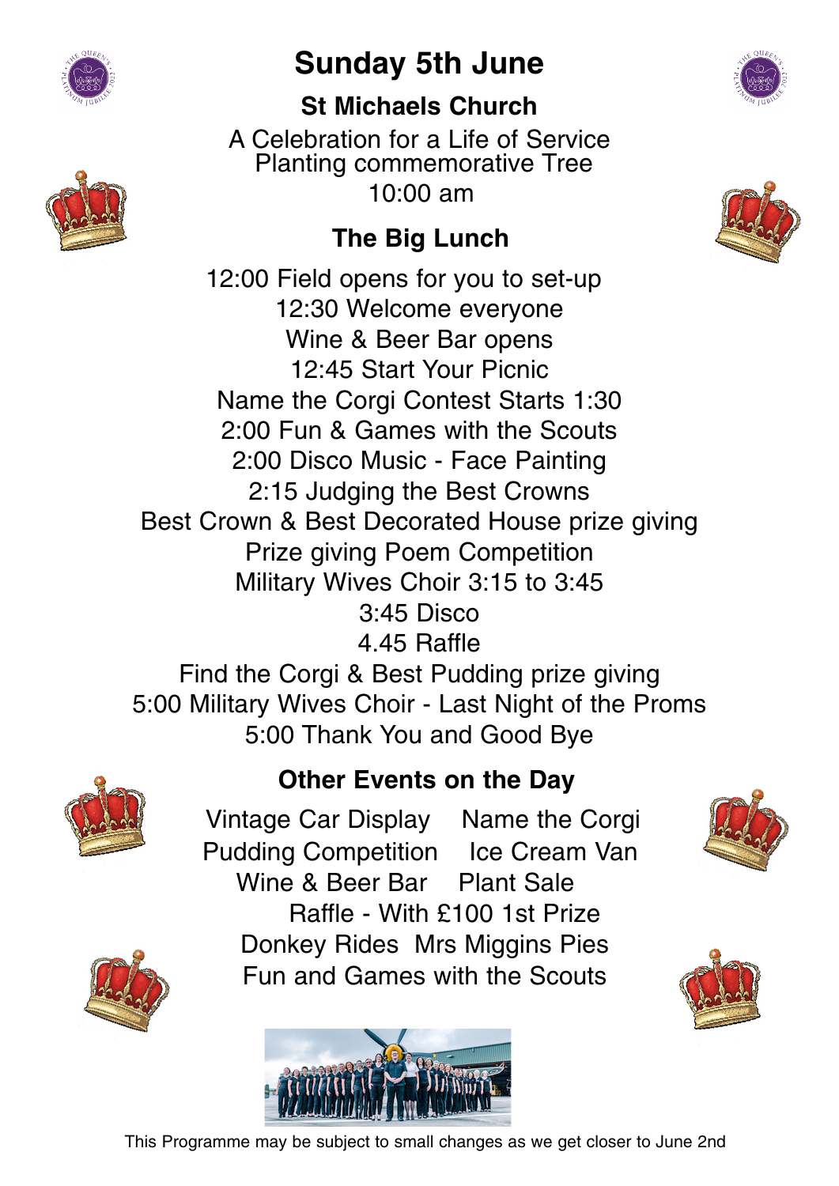# Sunday 5th June

## St Michaels Church

A Celebration for a Life of Service
Planting commemorative Tree
10:00 am

## The Big Lunch

12:00 Field opens for you to set-up
12:30 Welcome everyone
Wine & Beer Bar opens
12:45 Start Your Picnic
Name the Corgi Contest Starts 1:30
2:00 Fun & Games with the Scouts
2:00 Disco Music - Face Painting
2:15 Judging the Best Crowns
Best Crown & Best Decorated House prize giving
Prize giving Poem Competition
Military Wives Choir 3:15 to 3:45
3:45 Disco
4.45 Raffle
Find the Corgi & Best Pudding prize giving
5:00 Military Wives Choir - Last Night of the Proms
5:00 Thank You and Good Bye

## Other Events on the Day

Vintage Car Display    Name the Corgi
Pudding Competition    Ice Cream Van
Wine & Beer Bar    Plant Sale
Raffle - With £100 1st Prize
Donkey Rides  Mrs Miggins Pies
Fun and Games with the Scouts

This Programme may be subject to small changes as we get closer to June 2nd